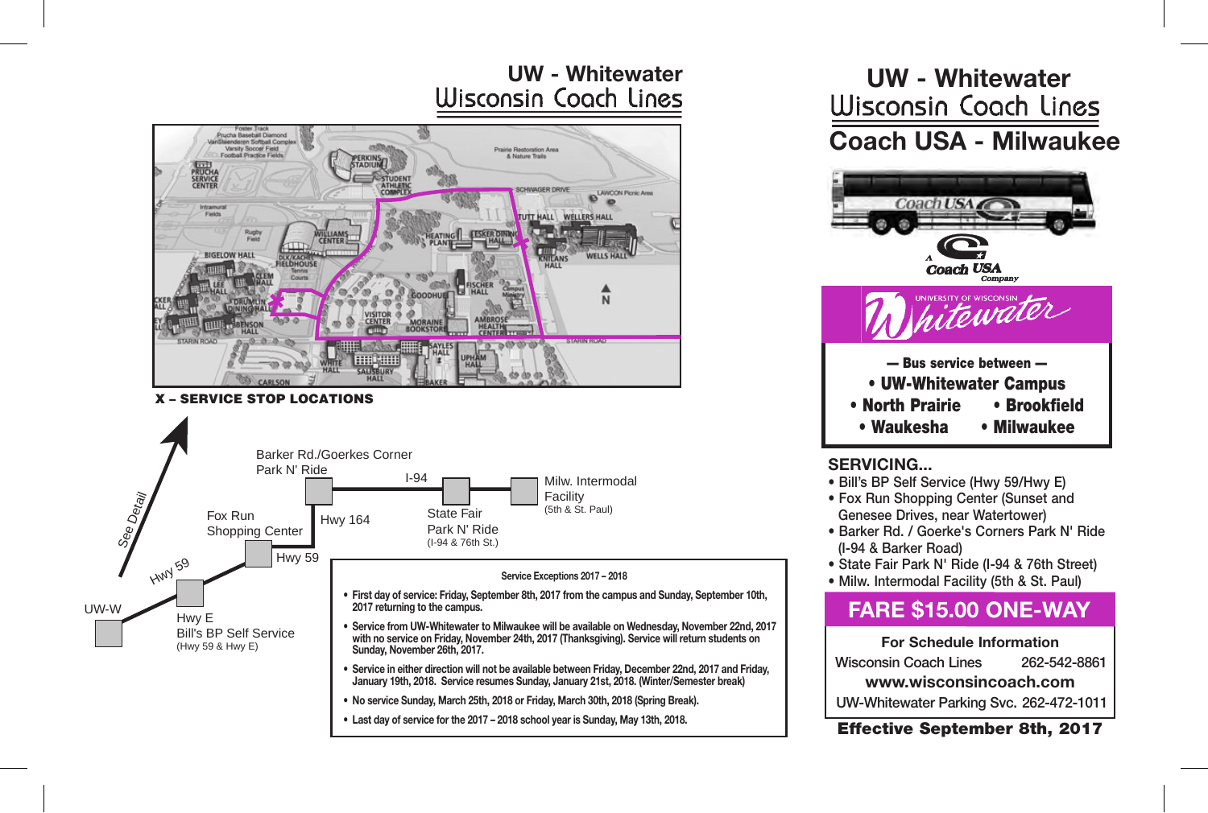## UW - Whitewater
## Wisconsin Coach Lines

X – SERVICE STOP LOCATIONS

UW-W

Hwy 59

See Detail

Hwy E
Bill's BP Self Service
(Hwy 59 & Hwy E)

Hwy 59

Fox Run
Shopping Center

Hwy 164

Barker Rd./Goerkes Corner
Park N' Ride

I-94

State Fair
Park N' Ride
(I-94 & 76th St.)

Milw. Intermodal
Facility
(5th & St. Paul)

**Service Exceptions 2017 – 2018**

- **First day of service: Friday, September 8th, 2017 from the campus and Sunday, September 10th, 2017 returning to the campus.**
- **Service from UW-Whitewater to Milwaukee will be available on Wednesday, November 22nd, 2017 with no service on Friday, November 24th, 2017 (Thanksgiving). Service will return students on Sunday, November 26th, 2017.**
- **Service in either direction will not be available between Friday, December 22nd, 2017 and Friday, January 19th, 2018. Service resumes Sunday, January 21st, 2018. (Winter/Semester break)**
- **No service Sunday, March 25th, 2018 or Friday, March 30th, 2018 (Spring Break).**
- **Last day of service for the 2017 – 2018 school year is Sunday, May 13th, 2018.**

# UW - Whitewater
## Wisconsin Coach Lines
## Coach USA - Milwaukee

A Coach USA Company

University of Wisconsin Whitewater

**— Bus service between —**
- **UW-Whitewater Campus**
- **North Prairie**
- **Brookfield**
- **Waukesha**
- **Milwaukee**

**SERVICING...**
- Bill's BP Self Service (Hwy 59/Hwy E)
- Fox Run Shopping Center (Sunset and Genesee Drives, near Watertower)
- Barker Rd. / Goerke's Corners Park N' Ride (I-94 & Barker Road)
- State Fair Park N' Ride (I-94 & 76th Street)
- Milw. Intermodal Facility (5th & St. Paul)

## FARE $15.00 ONE-WAY

**For Schedule Information**

Wisconsin Coach Lines 262-542-8861

**www.wisconsincoach.com**

UW-Whitewater Parking Svc. 262-472-1011

**Effective September 8th, 2017**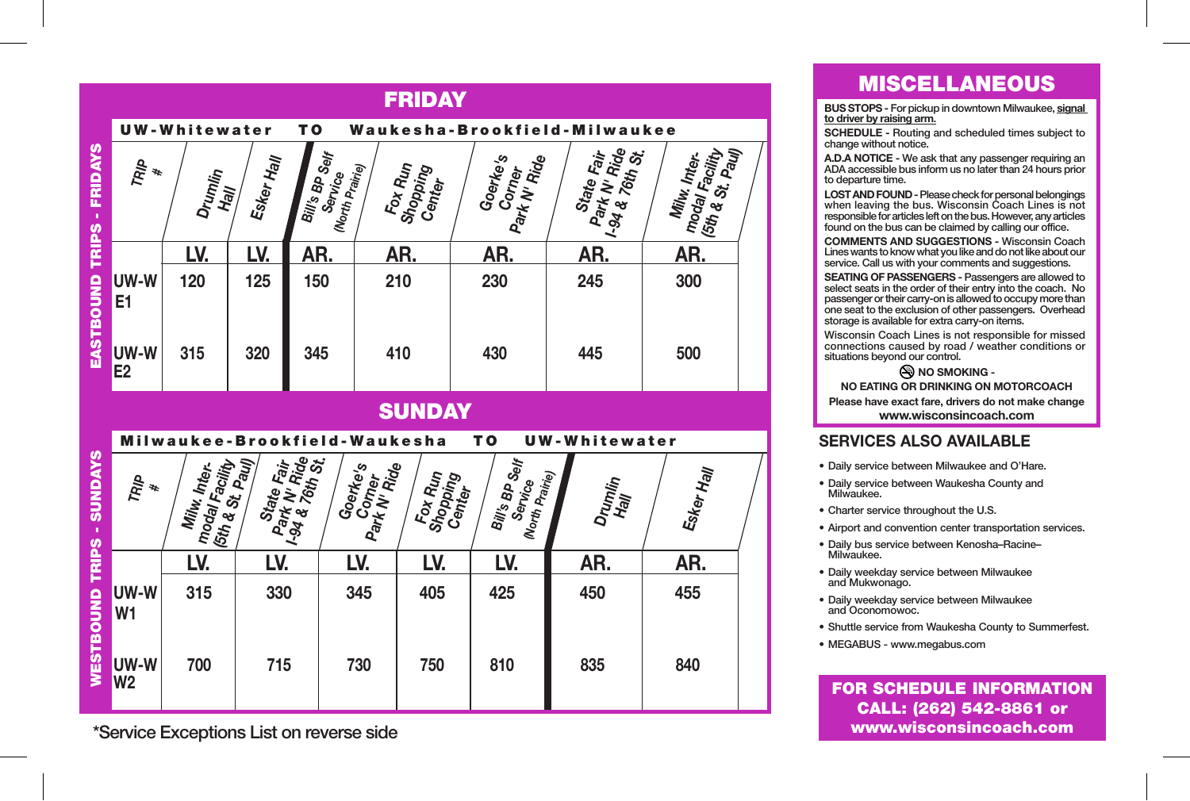## FRIDAY

### EASTBOUND TRIPS - FRIDAYS

**UW-Whitewater TO Waukesha-Brookfield-Milwaukee**

| TRIP # | Drumlin Hall | Esker Hall | Bill's BP Self Service (North Prairie) | Fox Run Shopping Center | Goerke's Corner Park N' Ride | State Fair Park N' Ride I-94 & 76th St. | Milw. Inter-modal Facility (5th & St. Paul) |
|---|---|---|---|---|---|---|---|
| | LV. | LV. | AR. | AR. | AR. | AR. | AR. |
| UW-W E1 | 120 | 125 | 150 | 210 | 230 | 245 | 300 |
| UW-W E2 | 315 | 320 | 345 | 410 | 430 | 445 | 500 |

## SUNDAY

### WESTBOUND TRIPS - SUNDAYS

**Milwaukee-Brookfield-Waukesha TO UW-Whitewater**

| TRIP # | Milw. Inter-modal Facility (5th & St. Paul) | State Fair Park N' Ride I-94 & 76th St. | Goerke's Corner Park N' Ride | Fox Run Shopping Center | Bill's BP Self Service (North Prairie) | Drumlin Hall | Esker Hall |
|---|---|---|---|---|---|---|---|
| | LV. | LV. | LV. | LV. | LV. | AR. | AR. |
| UW-W W1 | 315 | 330 | 345 | 405 | 425 | 450 | 455 |
| UW-W W2 | 700 | 715 | 730 | 750 | 810 | 835 | 840 |

*Service Exceptions List on reverse side

## MISCELLANEOUS

**BUS STOPS -** For pickup in downtown Milwaukee, **signal to driver by raising arm.**

**SCHEDULE -** Routing and scheduled times subject to change without notice.

**A.D.A NOTICE -** We ask that any passenger requiring an ADA accessible bus inform us no later than 24 hours prior to departure time.

**LOST AND FOUND -** Please check for personal belongings when leaving the bus. Wisconsin Coach Lines is not responsible for articles left on the bus. However, any articles found on the bus can be claimed by calling our office.

**COMMENTS AND SUGGESTIONS -** Wisconsin Coach Lines wants to know what you like and do not like about our service. Call us with your comments and suggestions.

**SEATING OF PASSENGERS -** Passengers are allowed to select seats in the order of their entry into the coach. No passenger or their carry-on is allowed to occupy more than one seat to the exclusion of other passengers. Overhead storage is available for extra carry-on items.

Wisconsin Coach Lines is not responsible for missed connections caused by road / weather conditions or situations beyond our control.

**NO SMOKING -**
**NO EATING OR DRINKING ON MOTORCOACH**
**Please have exact fare, drivers do not make change**
**www.wisconsincoach.com**

## SERVICES ALSO AVAILABLE

- Daily service between Milwaukee and O'Hare.
- Daily service between Waukesha County and Milwaukee.
- Charter service throughout the U.S.
- Airport and convention center transportation services.
- Daily bus service between Kenosha–Racine–Milwaukee.
- Daily weekday service between Milwaukee and Mukwonago.
- Daily weekday service between Milwaukee and Oconomowoc.
- Shuttle service from Waukesha County to Summerfest.
- MEGABUS - www.megabus.com

**FOR SCHEDULE INFORMATION CALL: (262) 542-8861 or www.wisconsincoach.com**